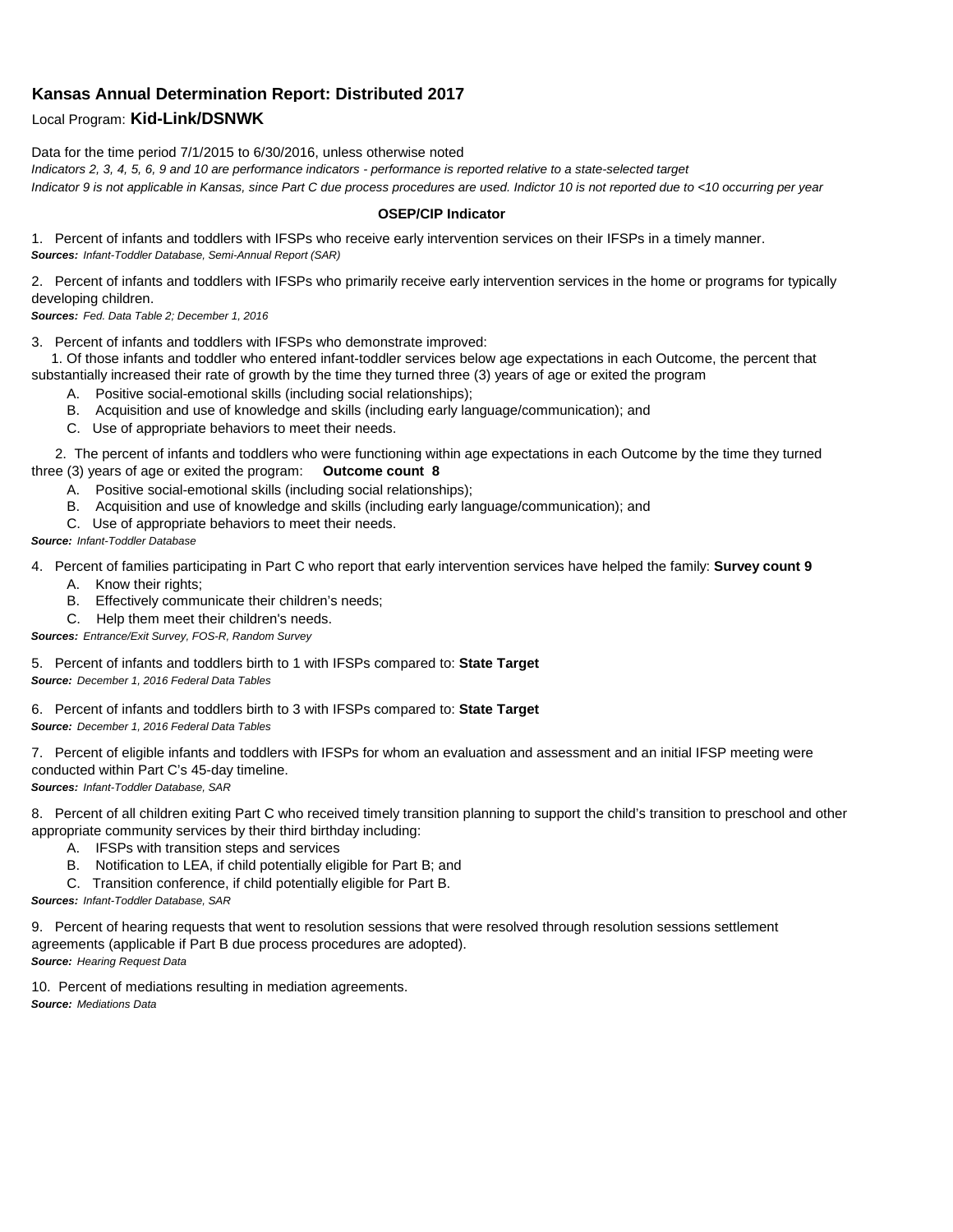## Kansas Annual Determination Report: Distributed 2017

Local Program: **Kid-Link/DSNWK**

Data for the time period 7/1/2015 to 6/30/2016, unless otherwise noted

*Indicators 2, 3, 4, 5, 6, 9 and 10 are performance indicators - performance is reported relative to a state-selected target*

*Indicator 9 is not applicable in Kansas, since Part C due process procedures are used. Indictor 10 is not reported due to <10 occurring per year*

**OSEP/CIP Indicator**

1. Percent of infants and toddlers with IFSPs who receive early intervention services on their IFSPs in a timely manner.
***Sources:*** *Infant-Toddler Database, Semi-Annual Report (SAR)*

2. Percent of infants and toddlers with IFSPs who primarily receive early intervention services in the home or programs for typically developing children.
***Sources:*** *Fed. Data Table 2; December 1, 2016*

3. Percent of infants and toddlers with IFSPs who demonstrate improved:
   1. Of those infants and toddler who entered infant-toddler services below age expectations in each Outcome, the percent that substantially increased their rate of growth by the time they turned three (3) years of age or exited the program
      A. Positive social-emotional skills (including social relationships);
      B. Acquisition and use of knowledge and skills (including early language/communication); and
      C. Use of appropriate behaviors to meet their needs.

   2. The percent of infants and toddlers who were functioning within age expectations in each Outcome by the time they turned three (3) years of age or exited the program: **Outcome count 8**
      A. Positive social-emotional skills (including social relationships);
      B. Acquisition and use of knowledge and skills (including early language/communication); and
      C. Use of appropriate behaviors to meet their needs.

***Source:*** *Infant-Toddler Database*

4. Percent of families participating in Part C who report that early intervention services have helped the family: **Survey count 9**
   A. Know their rights;
   B. Effectively communicate their children's needs;
   C. Help them meet their children's needs.

***Sources:*** *Entrance/Exit Survey, FOS-R, Random Survey*

5. Percent of infants and toddlers birth to 1 with IFSPs compared to: **State Target**
***Source:*** *December 1, 2016 Federal Data Tables*

6. Percent of infants and toddlers birth to 3 with IFSPs compared to: **State Target**
***Source:*** *December 1, 2016 Federal Data Tables*

7. Percent of eligible infants and toddlers with IFSPs for whom an evaluation and assessment and an initial IFSP meeting were conducted within Part C's 45-day timeline.
***Sources:*** *Infant-Toddler Database, SAR*

8. Percent of all children exiting Part C who received timely transition planning to support the child's transition to preschool and other appropriate community services by their third birthday including:
   A. IFSPs with transition steps and services
   B. Notification to LEA, if child potentially eligible for Part B; and
   C. Transition conference, if child potentially eligible for Part B.

***Sources:*** *Infant-Toddler Database, SAR*

9. Percent of hearing requests that went to resolution sessions that were resolved through resolution sessions settlement agreements (applicable if Part B due process procedures are adopted).
***Source:*** *Hearing Request Data*

10. Percent of mediations resulting in mediation agreements.
***Source:*** *Mediations Data*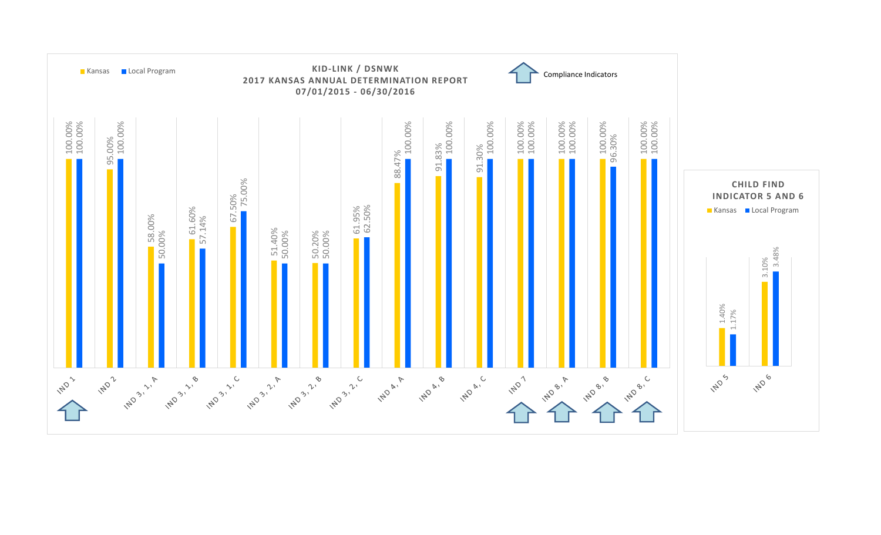Kansas
Local Program

**KID-LINK / DSNWK**
**2017 KANSAS ANNUAL DETERMINATION REPORT**
**07/01/2015 - 06/30/2016**

Compliance Indicators

IND 1: 100.00% 100.00%
IND 2: 95.00% 100.00%
IND 3, 1, A: 58.00% 50.00%
IND 3, 1, B: 61.60% 57.14%
IND 3, 1, C: 67.50% 75.00%
IND 3, 2, A: 51.40% 50.00%
IND 3, 2, B: 50.20% 50.00%
IND 3, 2, C: 61.95% 62.50%
IND 4, A: 88.47% 100.00%
IND 4, B: 91.83% 100.00%
IND 4, C: 91.30% 100.00%
IND 7: 100.00% 100.00%
IND 8, A: 100.00% 100.00%
IND 8, B: 100.00% 96.30%
IND 8, C: 100.00% 100.00%

**CHILD FIND INDICATOR 5 AND 6**

Kansas
Local Program

IND 5: 1.40% 1.17%
IND 6: 3.10% 3.48%